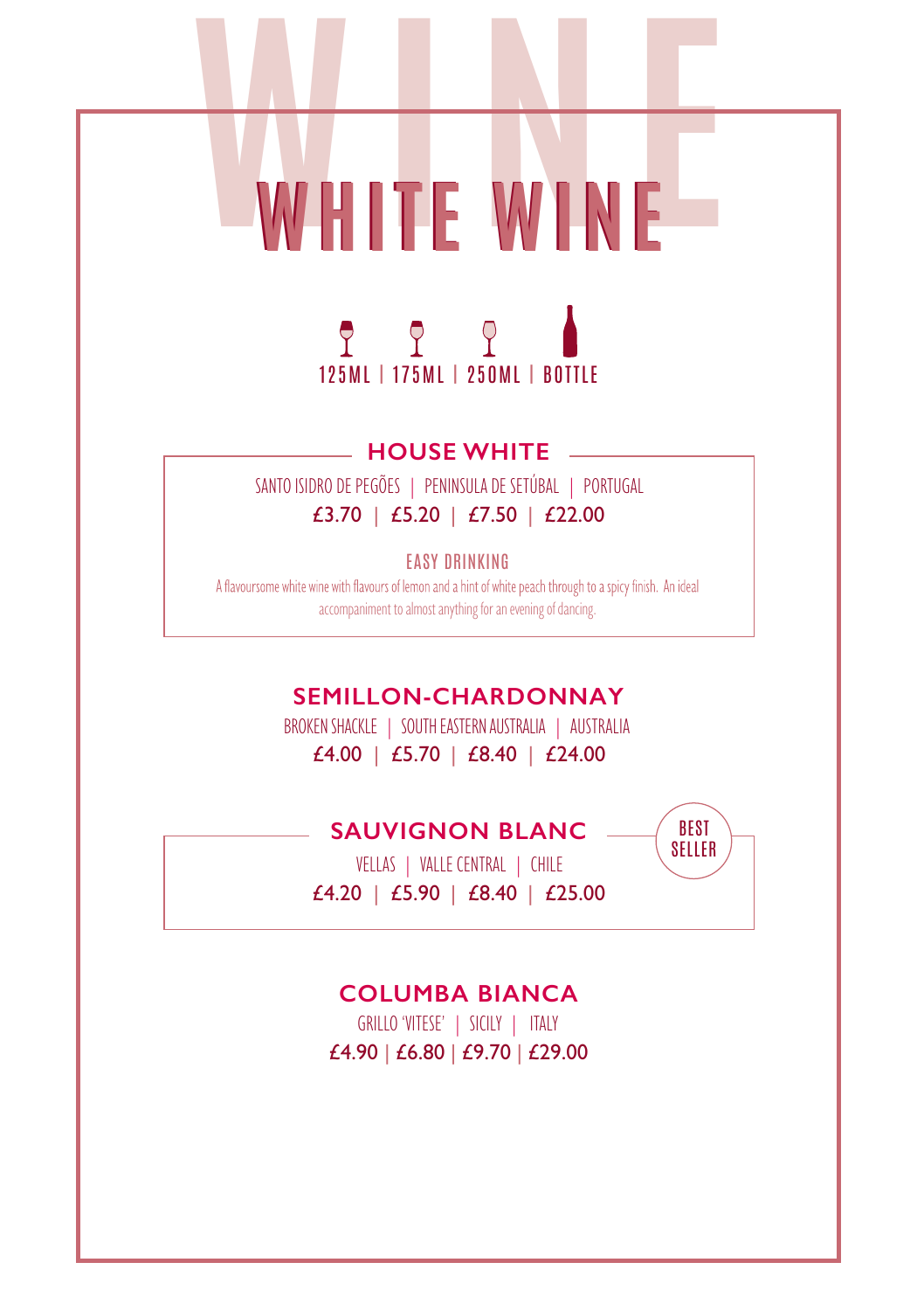# WINE

## WHITE WINE

125ML | 175ML | 250ML | BOTTLE

### HOUSE WHITE

SANTO ISIDRO DE PEGÕES | PENINSULA DE SETÚBAL | PORTUGAL

£3.70 | £5.20 | £7.50 | £22.00

EASY DRINKING

A flavoursome white wine with flavours of lemon and a hint of white peach through to a spicy finish. An ideal accompaniment to almost anything for an evening of dancing.

### SEMILLON-CHARDONNAY

BROKEN SHACKLE | SOUTH EASTERN AUSTRALIA | AUSTRALIA

£4.00 | £5.70 | £8.40 | £24.00

### SAUVIGNON BLANC

BEST SELLER

VELLAS | VALLE CENTRAL | CHILE

£4.20 | £5.90 | £8.40 | £25.00

### COLUMBA BIANCA

GRILLO 'VITESE' | SICILY | ITALY

£4.90 | £6.80 | £9.70 | £29.00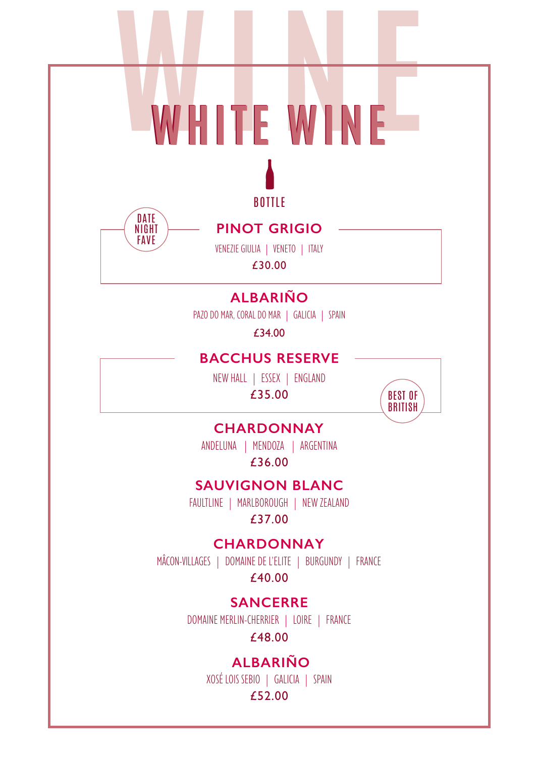# WHITE WINE

BOTTLE

DATE NIGHT FAVE

## PINOT GRIGIO

VENEZIE GIULIA | VENETO | ITALY

£30.00

## ALBARIÑO

PAZO DO MAR, CORAL DO MAR | GALICIA | SPAIN

£34.00

## BACCHUS RESERVE

NEW HALL | ESSEX | ENGLAND

£35.00

BEST OF BRITISH

## CHARDONNAY

ANDELUNA | MENDOZA | ARGENTINA

£36.00

## SAUVIGNON BLANC

FAULTLINE | MARLBOROUGH | NEW ZEALAND

£37.00

## CHARDONNAY

MÂCON-VILLAGES | DOMAINE DE L'ELITE | BURGUNDY | FRANCE

£40.00

## SANCERRE

DOMAINE MERLIN-CHERRIER | LOIRE | FRANCE

£48.00

## ALBARIÑO

XOSÉ LOIS SEBIO | GALICIA | SPAIN

£52.00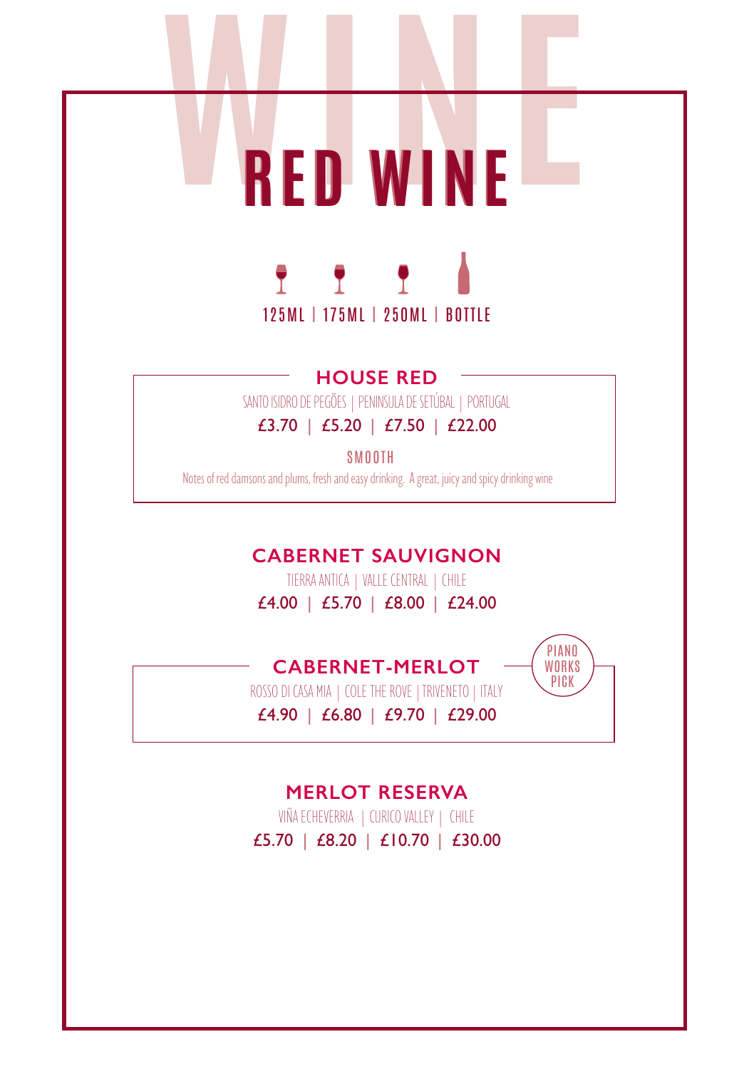# WINE

## RED WINE

125ML | 175ML | 250ML | BOTTLE

### HOUSE RED

SANTO ISIDRO DE PEGÕES | PENINSULA DE SETÚBAL | PORTUGAL

£3.70 | £5.20 | £7.50 | £22.00

SMOOTH

Notes of red damsons and plums, fresh and easy drinking. A great, juicy and spicy drinking wine

### CABERNET SAUVIGNON

TIERRA ANTICA | VALLE CENTRAL | CHILE

£4.00 | £5.70 | £8.00 | £24.00

### CABERNET-MERLOT

PIANO WORKS PICK

ROSSO DI CASA MIA | COLE THE ROVE | TRIVENETO | ITALY

£4.90 | £6.80 | £9.70 | £29.00

### MERLOT RESERVA

VIÑA ECHEVERRIA | CURICO VALLEY | CHILE

£5.70 | £8.20 | £10.70 | £30.00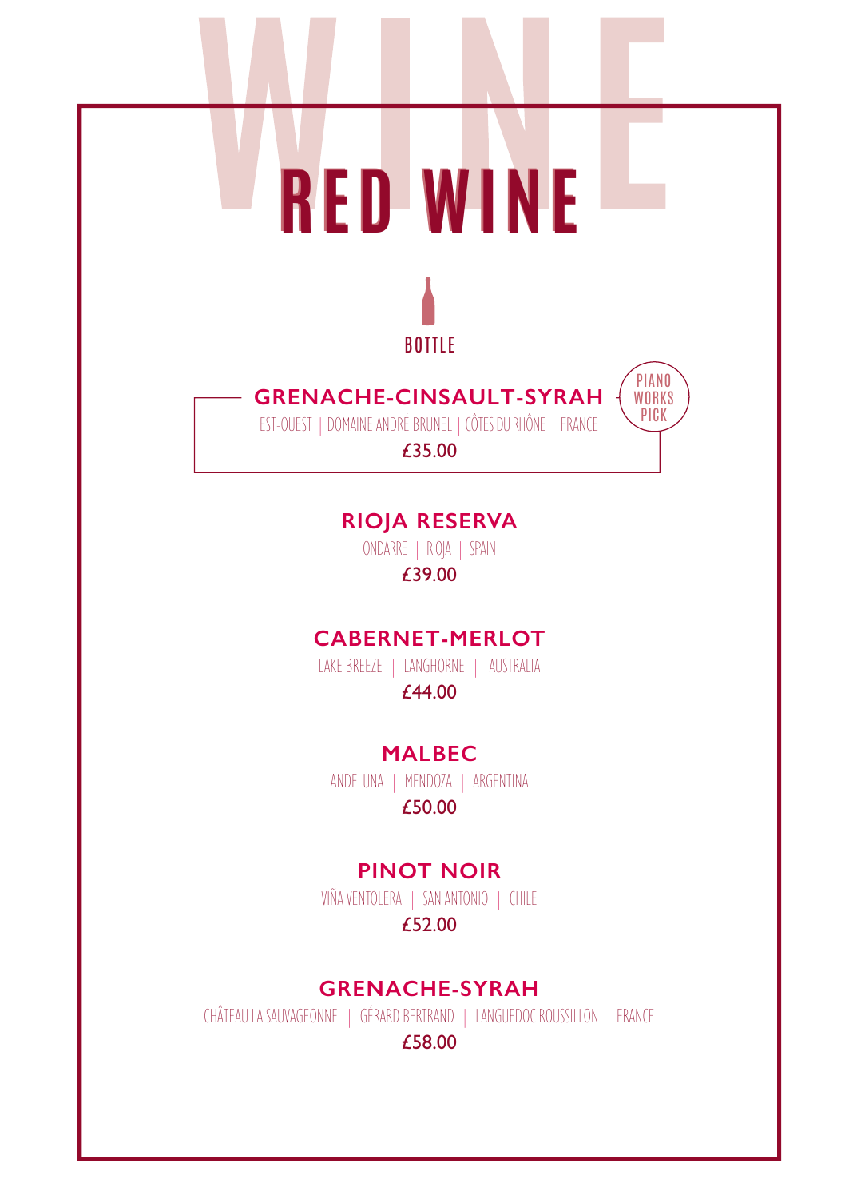# RED WINE

BOTTLE

## GRENACHE-CINSAULT-SYRAH

PIANO WORKS PICK

EST-OUEST | DOMAINE ANDRÉ BRUNEL | CÔTES DU RHÔNE | FRANCE

£35.00

## RIOJA RESERVA

ONDARRE | RIOJA | SPAIN

£39.00

## CABERNET-MERLOT

LAKE BREEZE | LANGHORNE | AUSTRALIA

£44.00

## MALBEC

ANDELUNA | MENDOZA | ARGENTINA

£50.00

## PINOT NOIR

VIÑA VENTOLERA | SAN ANTONIO | CHILE

£52.00

## GRENACHE-SYRAH

CHÂTEAU LA SAUVAGEONNE | GÉRARD BERTRAND | LANGUEDOC ROUSSILLON | FRANCE

£58.00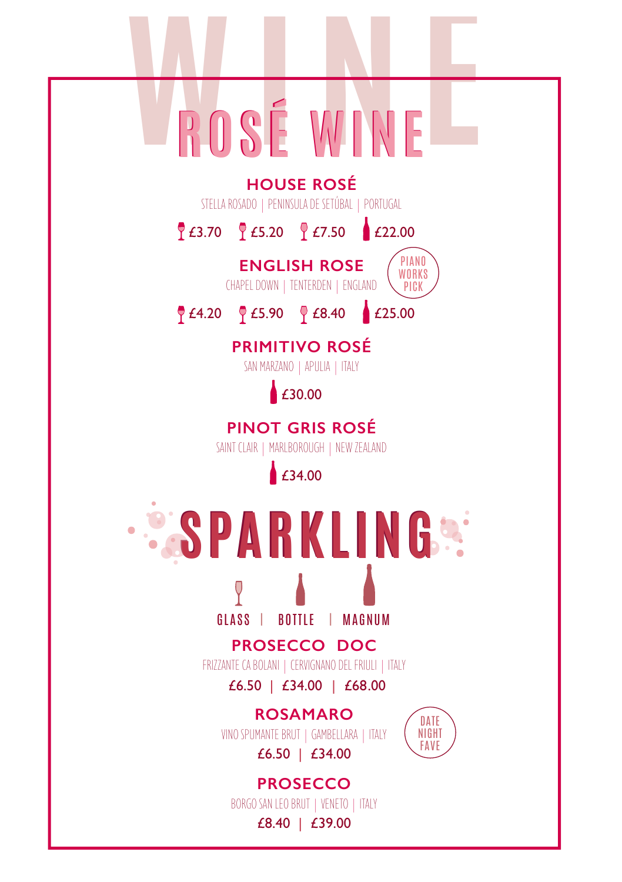# ROSÉ WINE

## HOUSE ROSÉ

STELLA ROSADO | PENINSULA DE SETÚBAL | PORTUGAL

£3.70 £5.20 £7.50 £22.00

## ENGLISH ROSE

PIANO WORKS PICK

CHAPEL DOWN | TENTERDEN | ENGLAND

£4.20 £5.90 £8.40 £25.00

## PRIMITIVO ROSÉ

SAN MARZANO | APULIA | ITALY

£30.00

## PINOT GRIS ROSÉ

SAINT CLAIR | MARLBOROUGH | NEW ZEALAND

£34.00

# SPARKLING

GLASS | BOTTLE | MAGNUM

## PROSECCO DOC

FRIZZANTE CA BOLANI | CERVIGNANO DEL FRIULI | ITALY

£6.50 | £34.00 | £68.00

## ROSAMARO

DATE NIGHT FAVE

VINO SPUMANTE BRUT | GAMBELLARA | ITALY

£6.50 | £34.00

## PROSECCO

BORGO SAN LEO BRUT | VENETO | ITALY

£8.40 | £39.00